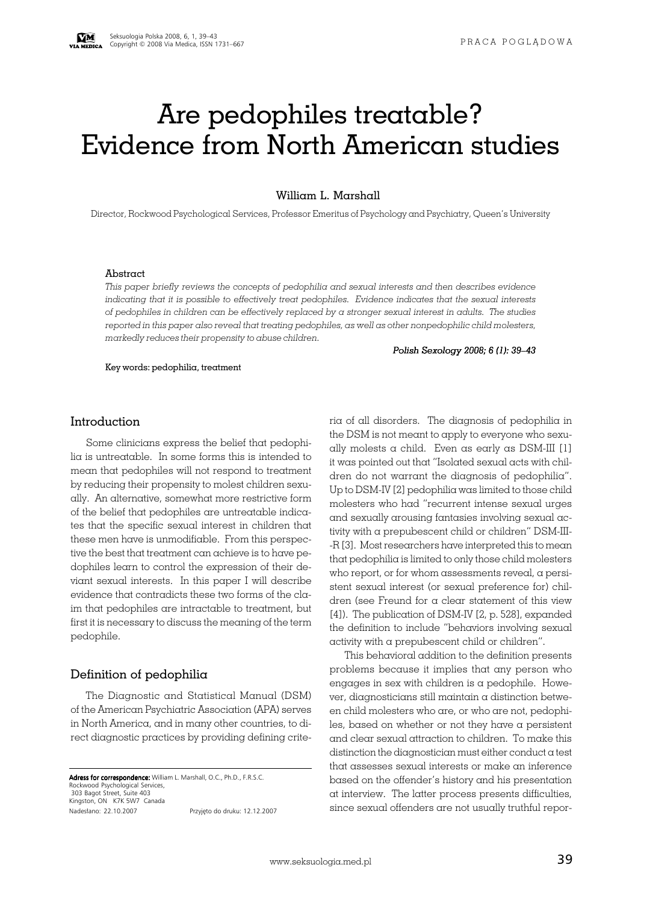PRACA POGLĄDOWA

# Are pedophiles treatable? Evidence from North American studies

**William L. Marshall**

Director, Rockwood Psychological Services, Professor Emeritus of Psychology and Psychiatry, Queen's University

**Abstract**

*This paper briefly reviews the concepts of pedophilia and sexual interests and then describes evidence indicating that it is possible to effectively treat pedophiles. Evidence indicates that the sexual interests of pedophiles in children can be effectively replaced by a stronger sexual interest in adults. The studies reported in this paper also reveal that treating pedophiles, as well as other nonpedophilic child molesters, markedly reduces their propensity to abuse children.*

***Polish Sexology 2008; 6 (1): 39–43***

Key words: pedophilia, treatment

## Introduction

Some clinicians express the belief that pedophilia is untreatable. In some forms this is intended to mean that pedophiles will not respond to treatment by reducing their propensity to molest children sexually. An alternative, somewhat more restrictive form of the belief that pedophiles are untreatable indicates that the specific sexual interest in children that these men have is unmodifiable. From this perspective the best that treatment can achieve is to have pedophiles learn to control the expression of their deviant sexual interests. In this paper I will describe evidence that contradicts these two forms of the claim that pedophiles are intractable to treatment, but first it is necessary to discuss the meaning of the term pedophile.

## Definition of pedophilia

The Diagnostic and Statistical Manual (DSM) of the American Psychiatric Association (APA) serves in North America, and in many other countries, to direct diagnostic practices by providing defining criteria of all disorders. The diagnosis of pedophilia in the DSM is not meant to apply to everyone who sexually molests a child. Even as early as DSM-III [1] it was pointed out that "Isolated sexual acts with children do not warrant the diagnosis of pedophilia". Up to DSM-IV [2] pedophilia was limited to those child molesters who had "recurrent intense sexual urges and sexually arousing fantasies involving sexual activity with a prepubescent child or children" DSM-III-R [3]. Most researchers have interpreted this to mean that pedophilia is limited to only those child molesters who report, or for whom assessments reveal, a persistent sexual interest (or sexual preference for) children (see Freund for a clear statement of this view [4]). The publication of DSM-IV [2, p. 528], expanded the definition to include "behaviors involving sexual activity with a prepubescent child or children".

This behavioral addition to the definition presents problems because it implies that any person who engages in sex with children is a pedophile. However, diagnosticians still maintain a distinction between child molesters who are, or who are not, pedophiles, based on whether or not they have a persistent and clear sexual attraction to children. To make this distinction the diagnostician must either conduct a test that assesses sexual interests or make an inference based on the offender's history and his presentation at interview. The latter process presents difficulties, since sexual offenders are not usually truthful repor-

**Adress for correspondence:** William L. Marshall, O.C., Ph.D., F.R.S.C.
Rockwood Psychological Services,
303 Bagot Street, Suite 403
Kingston, ON K7K 5W7 Canada
Nadesłano: 22.10.2007 Przyjęto do druku: 12.12.2007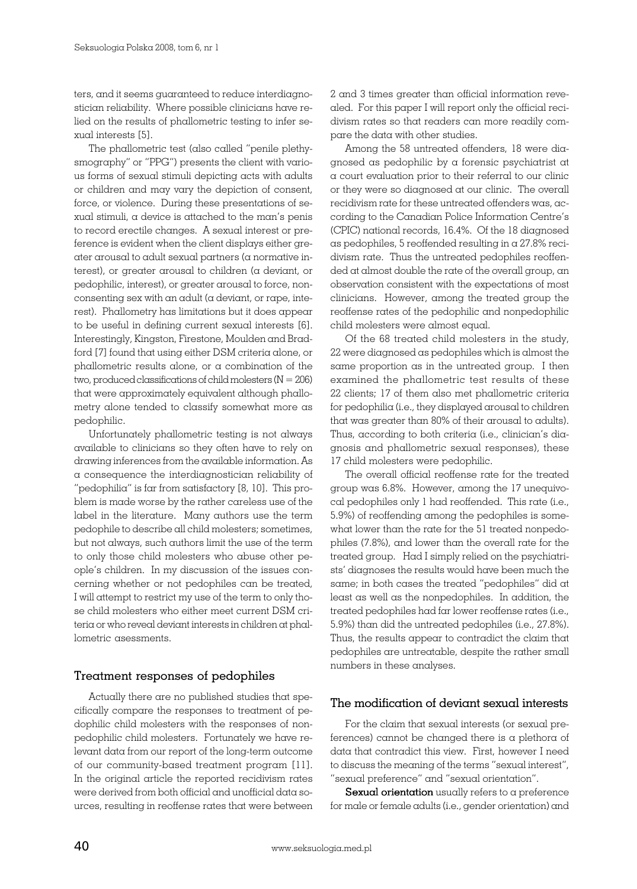ters, and it seems guaranteed to reduce interdiagnostician reliability. Where possible clinicians have relied on the results of phallometric testing to infer sexual interests [5].

The phallometric test (also called "penile plethysmography" or "PPG") presents the client with various forms of sexual stimuli depicting acts with adults or children and may vary the depiction of consent, force, or violence. During these presentations of sexual stimuli, a device is attached to the man's penis to record erectile changes. A sexual interest or preference is evident when the client displays either greater arousal to adult sexual partners (a normative interest), or greater arousal to children (a deviant, or pedophilic, interest), or greater arousal to force, nonconsenting sex with an adult (a deviant, or rape, interest). Phallometry has limitations but it does appear to be useful in defining current sexual interests [6]. Interestingly, Kingston, Firestone, Moulden and Bradford [7] found that using either DSM criteria alone, or phallometric results alone, or a combination of the two, produced classifications of child molesters (N = 206) that were approximately equivalent although phallometry alone tended to classify somewhat more as pedophilic.

Unfortunately phallometric testing is not always available to clinicians so they often have to rely on drawing inferences from the available information. As a consequence the interdiagnostician reliability of "pedophilia" is far from satisfactory [8, 10]. This problem is made worse by the rather careless use of the label in the literature. Many authors use the term pedophile to describe all child molesters; sometimes, but not always, such authors limit the use of the term to only those child molesters who abuse other people's children. In my discussion of the issues concerning whether or not pedophiles can be treated, I will attempt to restrict my use of the term to only those child molesters who either meet current DSM criteria or who reveal deviant interests in children at phallometric asessments.

## Treatment responses of pedophiles

Actually there are no published studies that specifically compare the responses to treatment of pedophilic child molesters with the responses of nonpedophilic child molesters. Fortunately we have relevant data from our report of the long-term outcome of our community-based treatment program [11]. In the original article the reported recidivism rates were derived from both official and unofficial data sources, resulting in reoffense rates that were between 2 and 3 times greater than official information revealed. For this paper I will report only the official recidivism rates so that readers can more readily compare the data with other studies.

Among the 58 untreated offenders, 18 were diagnosed as pedophilic by a forensic psychiatrist at a court evaluation prior to their referral to our clinic or they were so diagnosed at our clinic. The overall recidivism rate for these untreated offenders was, according to the Canadian Police Information Centre's (CPIC) national records, 16.4%. Of the 18 diagnosed as pedophiles, 5 reoffended resulting in a 27.8% recidivism rate. Thus the untreated pedophiles reoffended at almost double the rate of the overall group, an observation consistent with the expectations of most clinicians. However, among the treated group the reoffense rates of the pedophilic and nonpedophilic child molesters were almost equal.

Of the 68 treated child molesters in the study, 22 were diagnosed as pedophiles which is almost the same proportion as in the untreated group. I then examined the phallometric test results of these 22 clients; 17 of them also met phallometric criteria for pedophilia (i.e., they displayed arousal to children that was greater than 80% of their arousal to adults). Thus, according to both criteria (i.e., clinician's diagnosis and phallometric sexual responses), these 17 child molesters were pedophilic.

The overall official reoffense rate for the treated group was 6.8%. However, among the 17 unequivocal pedophiles only 1 had reoffended. This rate (i.e., 5.9%) of reoffending among the pedophiles is somewhat lower than the rate for the 51 treated nonpedophiles (7.8%), and lower than the overall rate for the treated group. Had I simply relied on the psychiatrists' diagnoses the results would have been much the same; in both cases the treated "pedophiles" did at least as well as the nonpedophiles. In addition, the treated pedophiles had far lower reoffense rates (i.e., 5.9%) than did the untreated pedophiles (i.e., 27.8%). Thus, the results appear to contradict the claim that pedophiles are untreatable, despite the rather small numbers in these analyses.

## The modification of deviant sexual interests

For the claim that sexual interests (or sexual preferences) cannot be changed there is a plethora of data that contradict this view. First, however I need to discuss the meaning of the terms "sexual interest", "sexual preference" and "sexual orientation".

**Sexual orientation** usually refers to a preference for male or female adults (i.e., gender orientation) and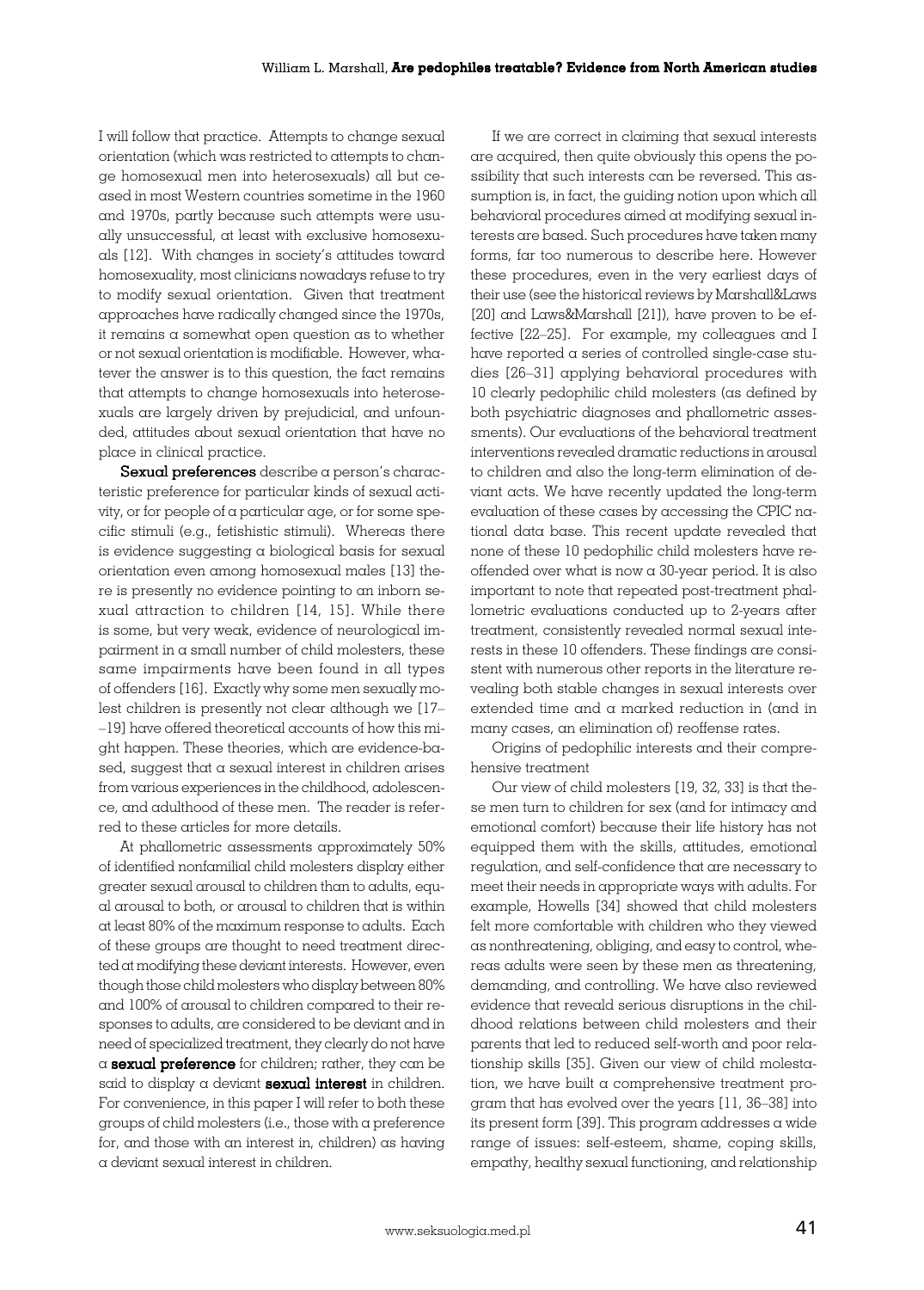I will follow that practice. Attempts to change sexual orientation (which was restricted to attempts to change homosexual men into heterosexuals) all but ceased in most Western countries sometime in the 1960 and 1970s, partly because such attempts were usually unsuccessful, at least with exclusive homosexuals [12]. With changes in society's attitudes toward homosexuality, most clinicians nowadays refuse to try to modify sexual orientation. Given that treatment approaches have radically changed since the 1970s, it remains a somewhat open question as to whether or not sexual orientation is modifiable. However, whatever the answer is to this question, the fact remains that attempts to change homosexuals into heterosexuals are largely driven by prejudicial, and unfounded, attitudes about sexual orientation that have no place in clinical practice.

**Sexual preferences** describe a person's characteristic preference for particular kinds of sexual activity, or for people of a particular age, or for some specific stimuli (e.g., fetishistic stimuli). Whereas there is evidence suggesting a biological basis for sexual orientation even among homosexual males [13] there is presently no evidence pointing to an inborn sexual attraction to children [14, 15]. While there is some, but very weak, evidence of neurological impairment in a small number of child molesters, these same impairments have been found in all types of offenders [16]. Exactly why some men sexually molest children is presently not clear although we [17–19] have offered theoretical accounts of how this might happen. These theories, which are evidence-based, suggest that a sexual interest in children arises from various experiences in the childhood, adolescence, and adulthood of these men. The reader is referred to these articles for more details.

At phallometric assessments approximately 50% of identified nonfamilial child molesters display either greater sexual arousal to children than to adults, equal arousal to both, or arousal to children that is within at least 80% of the maximum response to adults. Each of these groups are thought to need treatment directed at modifying these deviant interests. However, even though those child molesters who display between 80% and 100% of arousal to children compared to their responses to adults, are considered to be deviant and in need of specialized treatment, they clearly do not have a **sexual preference** for children; rather, they can be said to display a deviant **sexual interest** in children. For convenience, in this paper I will refer to both these groups of child molesters (i.e., those with a preference for, and those with an interest in, children) as having a deviant sexual interest in children.

If we are correct in claiming that sexual interests are acquired, then quite obviously this opens the possibility that such interests can be reversed. This assumption is, in fact, the guiding notion upon which all behavioral procedures aimed at modifying sexual interests are based. Such procedures have taken many forms, far too numerous to describe here. However these procedures, even in the very earliest days of their use (see the historical reviews by Marshall&Laws [20] and Laws&Marshall [21]), have proven to be effective [22–25]. For example, my colleagues and I have reported a series of controlled single-case studies [26–31] applying behavioral procedures with 10 clearly pedophilic child molesters (as defined by both psychiatric diagnoses and phallometric assessments). Our evaluations of the behavioral treatment interventions revealed dramatic reductions in arousal to children and also the long-term elimination of deviant acts. We have recently updated the long-term evaluation of these cases by accessing the CPIC national data base. This recent update revealed that none of these 10 pedophilic child molesters have reoffended over what is now a 30-year period. It is also important to note that repeated post-treatment phallometric evaluations conducted up to 2-years after treatment, consistently revealed normal sexual interests in these 10 offenders. These findings are consistent with numerous other reports in the literature revealing both stable changes in sexual interests over extended time and a marked reduction in (and in many cases, an elimination of) reoffense rates.

## Origins of pedophilic interests and their comprehensive treatment

Our view of child molesters [19, 32, 33] is that these men turn to children for sex (and for intimacy and emotional comfort) because their life history has not equipped them with the skills, attitudes, emotional regulation, and self-confidence that are necessary to meet their needs in appropriate ways with adults. For example, Howells [34] showed that child molesters felt more comfortable with children who they viewed as nonthreatening, obliging, and easy to control, whereas adults were seen by these men as threatening, demanding, and controlling. We have also reviewed evidence that reveald serious disruptions in the childhood relations between child molesters and their parents that led to reduced self-worth and poor relationship skills [35]. Given our view of child molestation, we have built a comprehensive treatment program that has evolved over the years [11, 36–38] into its present form [39]. This program addresses a wide range of issues: self-esteem, shame, coping skills, empathy, healthy sexual functioning, and relationship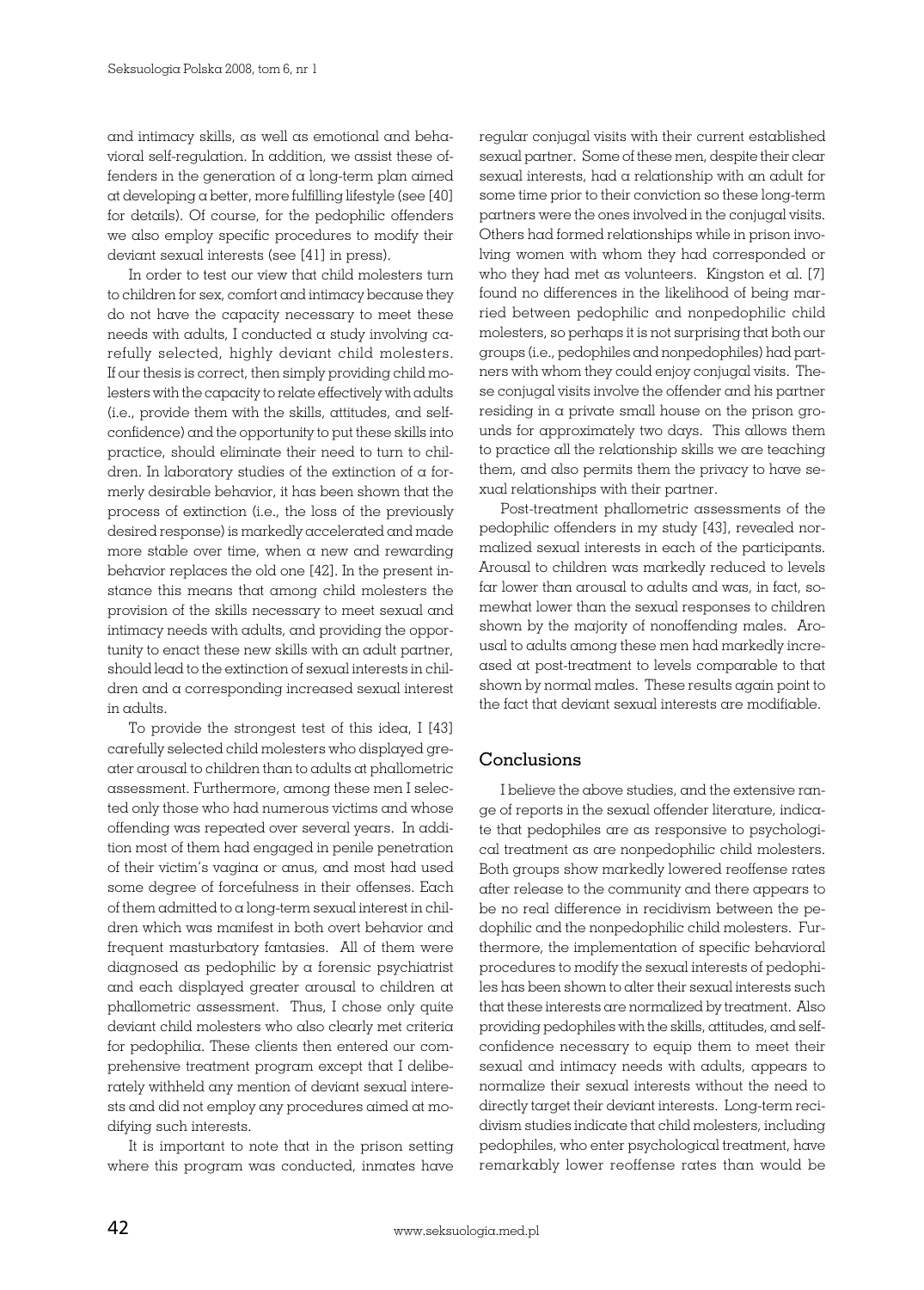and intimacy skills, as well as emotional and behavioral self-regulation. In addition, we assist these offenders in the generation of a long-term plan aimed at developing a better, more fulfilling lifestyle (see [40] for details). Of course, for the pedophilic offenders we also employ specific procedures to modify their deviant sexual interests (see [41] in press).

In order to test our view that child molesters turn to children for sex, comfort and intimacy because they do not have the capacity necessary to meet these needs with adults, I conducted a study involving carefully selected, highly deviant child molesters. If our thesis is correct, then simply providing child molesters with the capacity to relate effectively with adults (i.e., provide them with the skills, attitudes, and self-confidence) and the opportunity to put these skills into practice, should eliminate their need to turn to children. In laboratory studies of the extinction of a formerly desirable behavior, it has been shown that the process of extinction (i.e., the loss of the previously desired response) is markedly accelerated and made more stable over time, when a new and rewarding behavior replaces the old one [42]. In the present instance this means that among child molesters the provision of the skills necessary to meet sexual and intimacy needs with adults, and providing the opportunity to enact these new skills with an adult partner, should lead to the extinction of sexual interests in children and a corresponding increased sexual interest in adults.

To provide the strongest test of this idea, I [43] carefully selected child molesters who displayed greater arousal to children than to adults at phallometric assessment. Furthermore, among these men I selected only those who had numerous victims and whose offending was repeated over several years. In addition most of them had engaged in penile penetration of their victim's vagina or anus, and most had used some degree of forcefulness in their offenses. Each of them admitted to a long-term sexual interest in children which was manifest in both overt behavior and frequent masturbatory fantasies. All of them were diagnosed as pedophilic by a forensic psychiatrist and each displayed greater arousal to children at phallometric assessment. Thus, I chose only quite deviant child molesters who also clearly met criteria for pedophilia. These clients then entered our comprehensive treatment program except that I deliberately withheld any mention of deviant sexual interests and did not employ any procedures aimed at modifying such interests.

It is important to note that in the prison setting where this program was conducted, inmates have regular conjugal visits with their current established sexual partner. Some of these men, despite their clear sexual interests, had a relationship with an adult for some time prior to their conviction so these long-term partners were the ones involved in the conjugal visits. Others had formed relationships while in prison involving women with whom they had corresponded or who they had met as volunteers. Kingston et al. [7] found no differences in the likelihood of being married between pedophilic and nonpedophilic child molesters, so perhaps it is not surprising that both our groups (i.e., pedophiles and nonpedophiles) had partners with whom they could enjoy conjugal visits. These conjugal visits involve the offender and his partner residing in a private small house on the prison grounds for approximately two days. This allows them to practice all the relationship skills we are teaching them, and also permits them the privacy to have sexual relationships with their partner.

Post-treatment phallometric assessments of the pedophilic offenders in my study [43], revealed normalized sexual interests in each of the participants. Arousal to children was markedly reduced to levels far lower than arousal to adults and was, in fact, somewhat lower than the sexual responses to children shown by the majority of nonoffending males. Arousal to adults among these men had markedly increased at post-treatment to levels comparable to that shown by normal males. These results again point to the fact that deviant sexual interests are modifiable.

## Conclusions

I believe the above studies, and the extensive range of reports in the sexual offender literature, indicate that pedophiles are as responsive to psychological treatment as are nonpedophilic child molesters. Both groups show markedly lowered reoffense rates after release to the community and there appears to be no real difference in recidivism between the pedophilic and the nonpedophilic child molesters. Furthermore, the implementation of specific behavioral procedures to modify the sexual interests of pedophiles has been shown to alter their sexual interests such that these interests are normalized by treatment. Also providing pedophiles with the skills, attitudes, and self-confidence necessary to equip them to meet their sexual and intimacy needs with adults, appears to normalize their sexual interests without the need to directly target their deviant interests. Long-term recidivism studies indicate that child molesters, including pedophiles, who enter psychological treatment, have remarkably lower reoffense rates than would be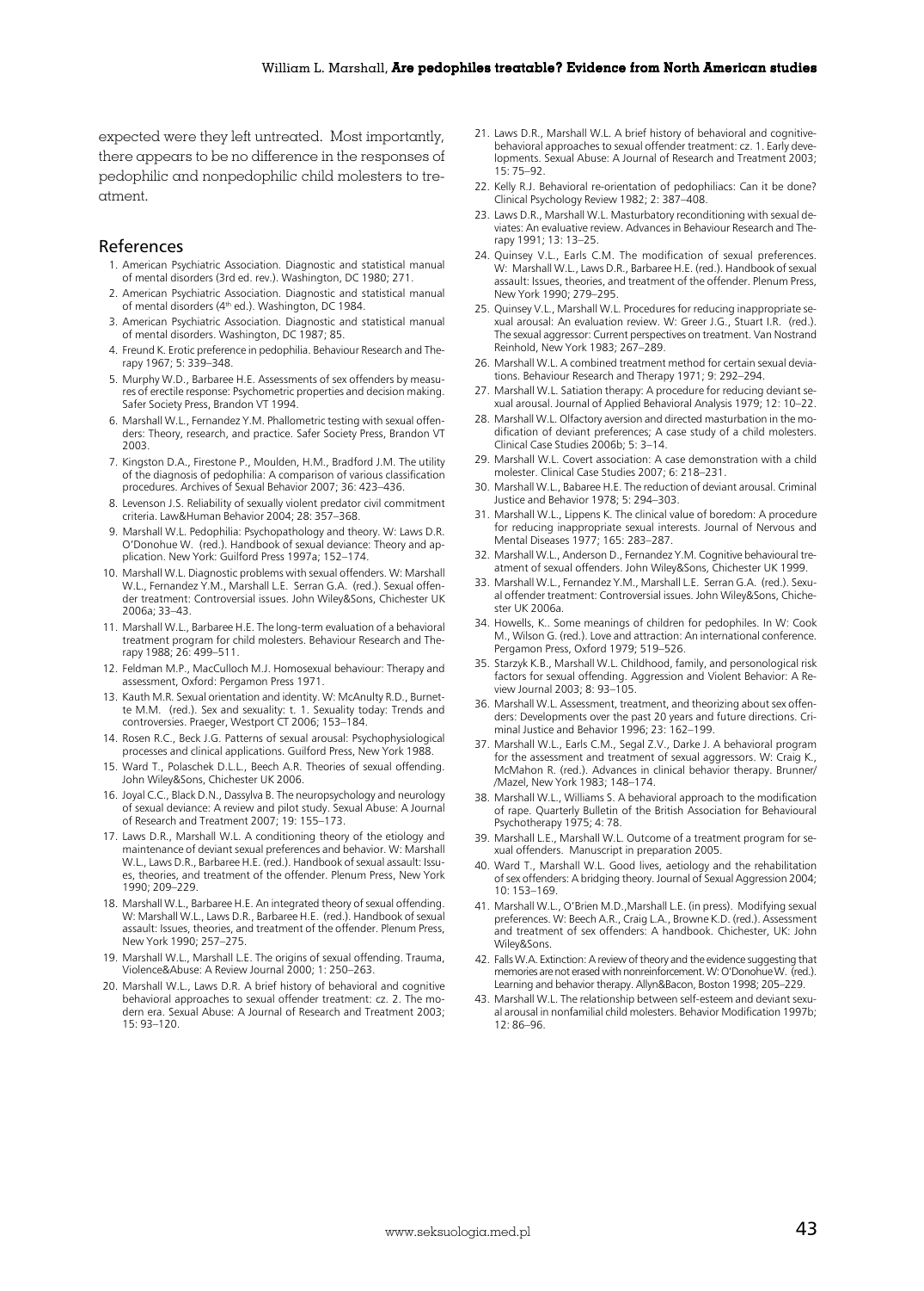expected were they left untreated. Most importantly, there appears to be no difference in the responses of pedophilic and nonpedophilic child molesters to treatment.

## References

1. American Psychiatric Association. Diagnostic and statistical manual of mental disorders (3rd ed. rev.). Washington, DC 1980; 271.
2. American Psychiatric Association. Diagnostic and statistical manual of mental disorders (4th ed.). Washington, DC 1984.
3. American Psychiatric Association. Diagnostic and statistical manual of mental disorders. Washington, DC 1987; 85.
4. Freund K. Erotic preference in pedophilia. Behaviour Research and Therapy 1967; 5: 339–348.
5. Murphy W.D., Barbaree H.E. Assessments of sex offenders by measures of erectile response: Psychometric properties and decision making. Safer Society Press, Brandon VT 1994.
6. Marshall W.L., Fernandez Y.M. Phallometric testing with sexual offenders: Theory, research, and practice. Safer Society Press, Brandon VT 2003.
7. Kingston D.A., Firestone P., Moulden, H.M., Bradford J.M. The utility of the diagnosis of pedophilia: A comparison of various classification procedures. Archives of Sexual Behavior 2007; 36: 423–436.
8. Levenson J.S. Reliability of sexually violent predator civil commitment criteria. Law&Human Behavior 2004; 28: 357–368.
9. Marshall W.L. Pedophilia: Psychopathology and theory. W: Laws D.R. O'Donohue W. (red.). Handbook of sexual deviance: Theory and application. New York: Guilford Press 1997a; 152–174.
10. Marshall W.L. Diagnostic problems with sexual offenders. W: Marshall W.L., Fernandez Y.M., Marshall L.E. Serran G.A. (red.). Sexual offender treatment: Controversial issues. John Wiley&Sons, Chichester UK 2006a; 33–43.
11. Marshall W.L., Barbaree H.E. The long-term evaluation of a behavioral treatment program for child molesters. Behaviour Research and Therapy 1988; 26: 499–511.
12. Feldman M.P., MacCulloch M.J. Homosexual behaviour: Therapy and assessment, Oxford: Pergamon Press 1971.
13. Kauth M.R. Sexual orientation and identity. W: McAnulty R.D., Burnette M.M. (red.). Sex and sexuality: t. 1. Sexuality today: Trends and controversies. Praeger, Westport CT 2006; 153–184.
14. Rosen R.C., Beck J.G. Patterns of sexual arousal: Psychophysiological processes and clinical applications. Guilford Press, New York 1988.
15. Ward T., Polaschek D.L.L., Beech A.R. Theories of sexual offending. John Wiley&Sons, Chichester UK 2006.
16. Joyal C.C., Black D.N., Dassylva B. The neuropsychology and neurology of sexual deviance: A review and pilot study. Sexual Abuse: A Journal of Research and Treatment 2007; 19: 155–173.
17. Laws D.R., Marshall W.L. A conditioning theory of the etiology and maintenance of deviant sexual preferences and behavior. W: Marshall W.L., Laws D.R., Barbaree H.E. (red.). Handbook of sexual assault: Issues, theories, and treatment of the offender. Plenum Press, New York 1990; 209–229.
18. Marshall W.L., Barbaree H.E. An integrated theory of sexual offending. W: Marshall W.L., Laws D.R., Barbaree H.E. (red.). Handbook of sexual assault: Issues, theories, and treatment of the offender. Plenum Press, New York 1990; 257–275.
19. Marshall W.L., Marshall L.E. The origins of sexual offending. Trauma, Violence&Abuse: A Review Journal 2000; 1: 250–263.
20. Marshall W.L., Laws D.R. A brief history of behavioral and cognitive behavioral approaches to sexual offender treatment: cz. 2. The modern era. Sexual Abuse: A Journal of Research and Treatment 2003; 15: 93–120.
21. Laws D.R., Marshall W.L. A brief history of behavioral and cognitive-behavioral approaches to sexual offender treatment: cz. 1. Early developments. Sexual Abuse: A Journal of Research and Treatment 2003; 15: 75–92.
22. Kelly R.J. Behavioral re-orientation of pedophiliacs: Can it be done? Clinical Psychology Review 1982; 2: 387–408.
23. Laws D.R., Marshall W.L. Masturbatory reconditioning with sexual deviates: An evaluative review. Advances in Behaviour Research and Therapy 1991; 13: 13–25.
24. Quinsey V.L., Earls C.M. The modification of sexual preferences. W: Marshall W.L., Laws D.R., Barbaree H.E. (red.). Handbook of sexual assault: Issues, theories, and treatment of the offender. Plenum Press, New York 1990; 279–295.
25. Quinsey V.L., Marshall W.L. Procedures for reducing inappropriate sexual arousal: An evaluation review. W: Greer J.G., Stuart I.R. (red.). The sexual aggressor: Current perspectives on treatment. Van Nostrand Reinhold, New York 1983; 267–289.
26. Marshall W.L. A combined treatment method for certain sexual deviations. Behaviour Research and Therapy 1971; 9: 292–294.
27. Marshall W.L. Satiation therapy: A procedure for reducing deviant sexual arousal. Journal of Applied Behavioral Analysis 1979; 12: 10–22.
28. Marshall W.L. Olfactory aversion and directed masturbation in the modification of deviant preferences; A case study of a child molesters. Clinical Case Studies 2006b; 5: 3–14.
29. Marshall W.L. Covert association: A case demonstration with a child molester. Clinical Case Studies 2007; 6: 218–231.
30. Marshall W.L., Babaree H.E. The reduction of deviant arousal. Criminal Justice and Behavior 1978; 5: 294–303.
31. Marshall W.L., Lippens K. The clinical value of boredom: A procedure for reducing inappropriate sexual interests. Journal of Nervous and Mental Diseases 1977; 165: 283–287.
32. Marshall W.L., Anderson D., Fernandez Y.M. Cognitive behavioural treatment of sexual offenders. John Wiley&Sons, Chichester UK 1999.
33. Marshall W.L., Fernandez Y.M., Marshall L.E. Serran G.A. (red.). Sexual offender treatment: Controversial issues. John Wiley&Sons, Chichester UK 2006a.
34. Howells, K.. Some meanings of children for pedophiles. In W: Cook M., Wilson G. (red.). Love and attraction: An international conference. Pergamon Press, Oxford 1979; 519–526.
35. Starzyk K.B., Marshall W.L. Childhood, family, and personological risk factors for sexual offending. Aggression and Violent Behavior: A Review Journal 2003; 8: 93–105.
36. Marshall W.L. Assessment, treatment, and theorizing about sex offenders: Developments over the past 20 years and future directions. Criminal Justice and Behavior 1996; 23: 162–199.
37. Marshall W.L., Earls C.M., Segal Z.V., Darke J. A behavioral program for the assessment and treatment of sexual aggressors. W: Craig K., McMahon R. (red.). Advances in clinical behavior therapy. Brunner//Mazel, New York 1983; 148–174.
38. Marshall W.L., Williams S. A behavioral approach to the modification of rape. Quarterly Bulletin of the British Association for Behavioural Psychotherapy 1975; 4: 78.
39. Marshall L.E., Marshall W.L. Outcome of a treatment program for sexual offenders. Manuscript in preparation 2005.
40. Ward T., Marshall W.L. Good lives, aetiology and the rehabilitation of sex offenders: A bridging theory. Journal of Sexual Aggression 2004; 10: 153–169.
41. Marshall W.L., O'Brien M.D.,Marshall L.E. (in press). Modifying sexual preferences. W: Beech A.R., Craig L.A., Browne K.D. (red.). Assessment and treatment of sex offenders: A handbook. Chichester, UK: John Wiley&Sons.
42. Falls W.A. Extinction: A review of theory and the evidence suggesting that memories are not erased with nonreinforcement. W: O'Donohue W. (red.). Learning and behavior therapy. Allyn&Bacon, Boston 1998; 205–229.
43. Marshall W.L. The relationship between self-esteem and deviant sexual arousal in nonfamilial child molesters. Behavior Modification 1997b; 12: 86–96.